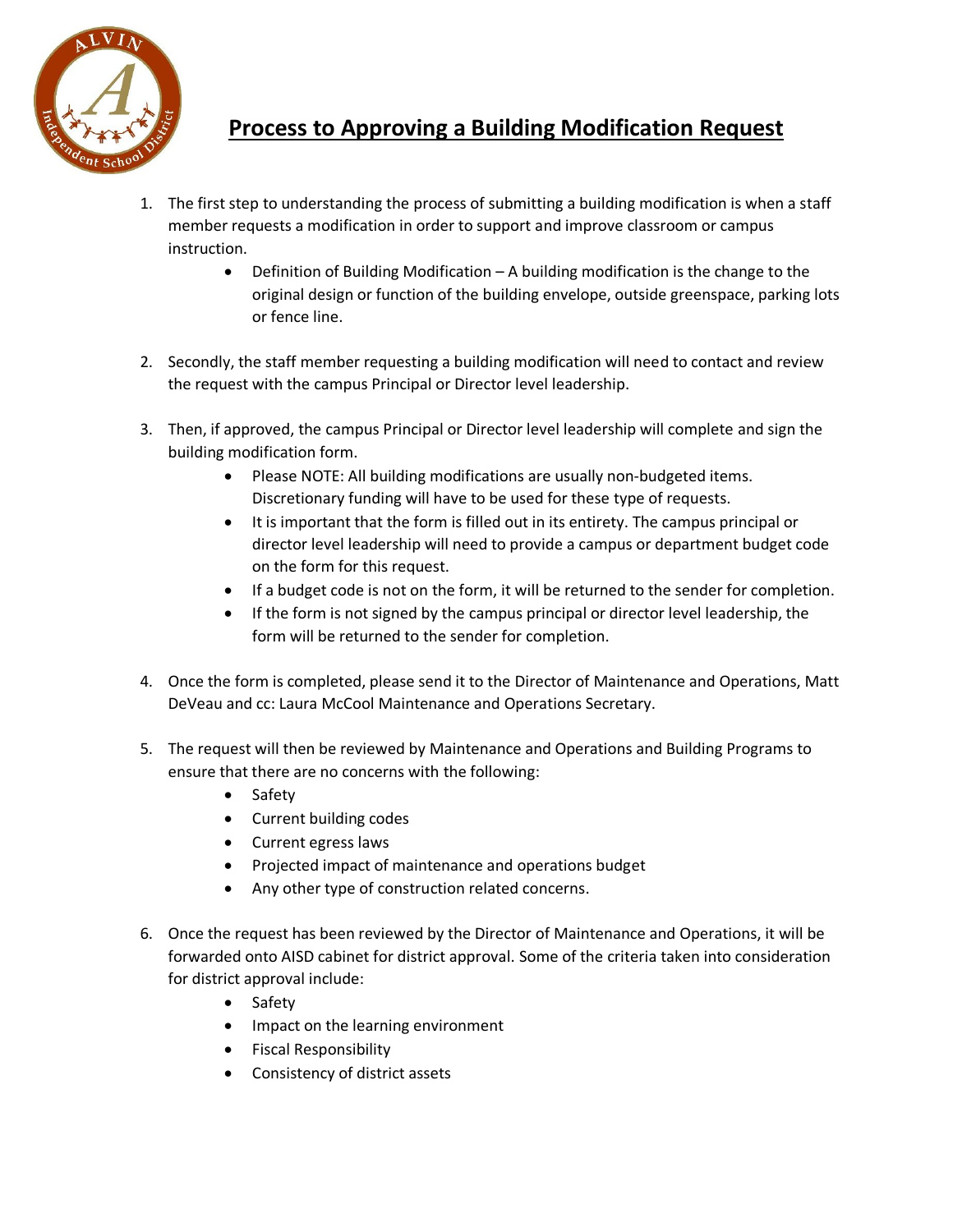# Process to Approving a Building Modification Request

1. The first step to understanding the process of submitting a building modification is when a staff member requests a modification in order to support and improve classroom or campus instruction.
   - Definition of Building Modification – A building modification is the change to the original design or function of the building envelope, outside greenspace, parking lots or fence line.

2. Secondly, the staff member requesting a building modification will need to contact and review the request with the campus Principal or Director level leadership.

3. Then, if approved, the campus Principal or Director level leadership will complete and sign the building modification form.
   - Please NOTE: All building modifications are usually non-budgeted items. Discretionary funding will have to be used for these type of requests.
   - It is important that the form is filled out in its entirety. The campus principal or director level leadership will need to provide a campus or department budget code on the form for this request.
   - If a budget code is not on the form, it will be returned to the sender for completion.
   - If the form is not signed by the campus principal or director level leadership, the form will be returned to the sender for completion.

4. Once the form is completed, please send it to the Director of Maintenance and Operations, Matt DeVeau and cc: Laura McCool Maintenance and Operations Secretary.

5. The request will then be reviewed by Maintenance and Operations and Building Programs to ensure that there are no concerns with the following:
   - Safety
   - Current building codes
   - Current egress laws
   - Projected impact of maintenance and operations budget
   - Any other type of construction related concerns.

6. Once the request has been reviewed by the Director of Maintenance and Operations, it will be forwarded onto AISD cabinet for district approval. Some of the criteria taken into consideration for district approval include:
   - Safety
   - Impact on the learning environment
   - Fiscal Responsibility
   - Consistency of district assets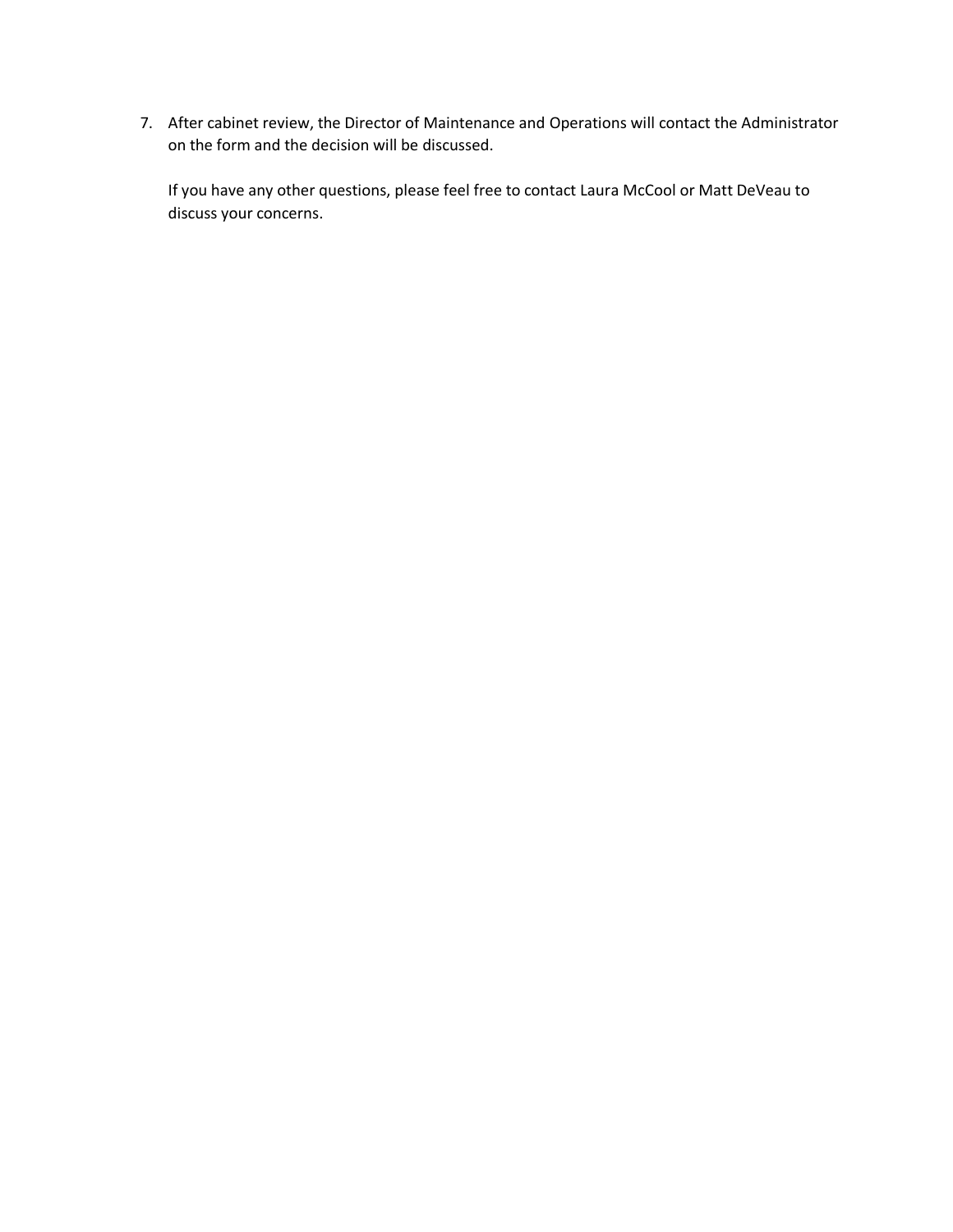7. After cabinet review, the Director of Maintenance and Operations will contact the Administrator on the form and the decision will be discussed.

   If you have any other questions, please feel free to contact Laura McCool or Matt DeVeau to discuss your concerns.